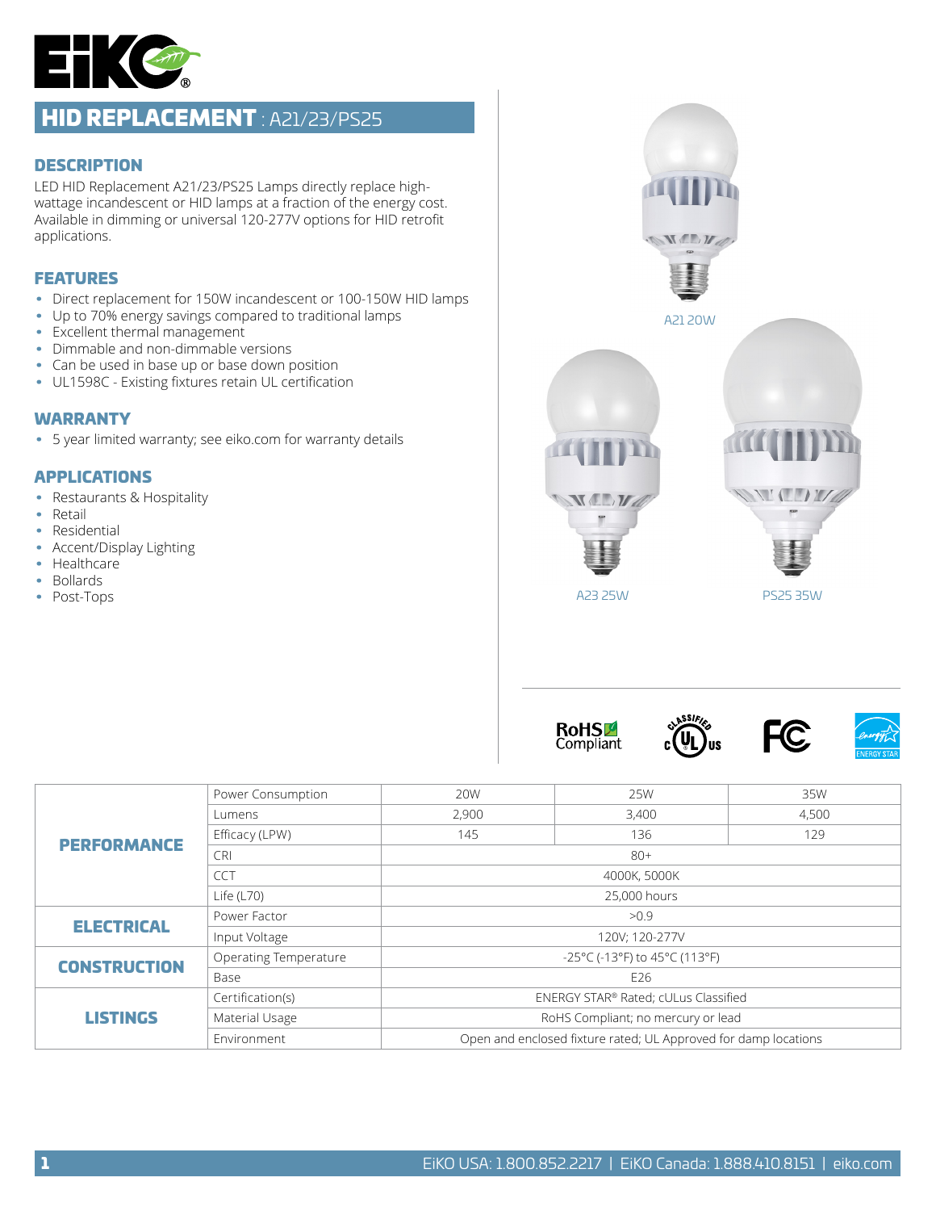# HID REPLACEMENT : A21/23/PS25

## DESCRIPTION

LED HID Replacement A21/23/PS25 Lamps directly replace high-wattage incandescent or HID lamps at a fraction of the energy cost. Available in dimming or universal 120-277V options for HID retrofit applications.

## FEATURES

- Direct replacement for 150W incandescent or 100-150W HID lamps
- Up to 70% energy savings compared to traditional lamps
- Excellent thermal management
- Dimmable and non-dimmable versions
- Can be used in base up or base down position
- UL1598C - Existing fixtures retain UL certification

## WARRANTY

- 5 year limited warranty; see eiko.com for warranty details

## APPLICATIONS

- Restaurants & Hospitality
- Retail
- Residential
- Accent/Display Lighting
- Healthcare
- Bollards
- Post-Tops

A21 20W

A23 25W

PS25 35W

RoHS Compliant

| | | | | |
|---|---|---|---|---|
| **PERFORMANCE** | Power Consumption | 20W | 25W | 35W |
| | Lumens | 2,900 | 3,400 | 4,500 |
| | Efficacy (LPW) | 145 | 136 | 129 |
| | CRI | 80+ | | |
| | CCT | 4000K, 5000K | | |
| | Life (L70) | 25,000 hours | | |
| **ELECTRICAL** | Power Factor | >0.9 | | |
| | Input Voltage | 120V; 120-277V | | |
| **CONSTRUCTION** | Operating Temperature | -25°C (-13°F) to 45°C (113°F) | | |
| | Base | E26 | | |
| **LISTINGS** | Certification(s) | ENERGY STAR® Rated; cULus Classified | | |
| | Material Usage | RoHS Compliant; no mercury or lead | | |
| | Environment | Open and enclosed fixture rated; UL Approved for damp locations | | |

EiKO USA: 1.800.852.2217 | EiKO Canada: 1.888.410.8151 | eiko.com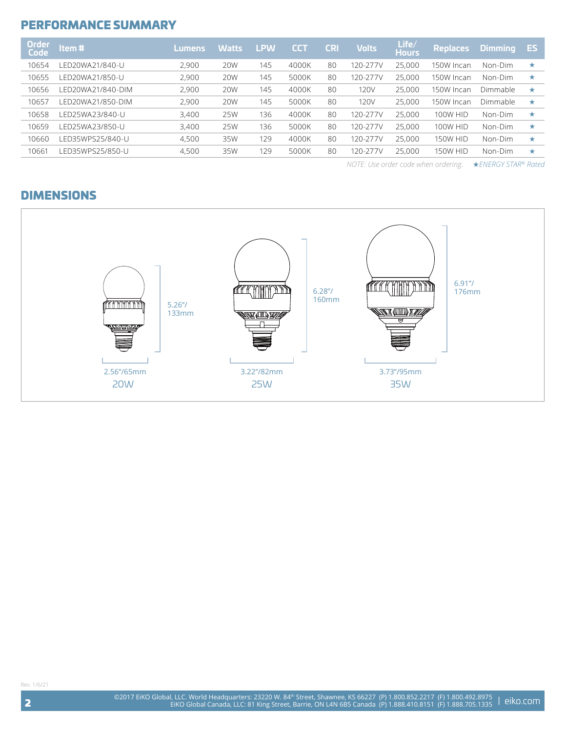## PERFORMANCE SUMMARY

| Order Code | Item # | Lumens | Watts | LPW | CCT | CRI | Volts | Life/ Hours | Replaces | Dimming | ES |
|---|---|---|---|---|---|---|---|---|---|---|---|
| 10654 | LED20WA21/840-U | 2,900 | 20W | 145 | 4000K | 80 | 120-277V | 25,000 | 150W Incan | Non-Dim | ★ |
| 10655 | LED20WA21/850-U | 2,900 | 20W | 145 | 5000K | 80 | 120-277V | 25,000 | 150W Incan | Non-Dim | ★ |
| 10656 | LED20WA21/840-DIM | 2,900 | 20W | 145 | 4000K | 80 | 120V | 25,000 | 150W Incan | Dimmable | ★ |
| 10657 | LED20WA21/850-DIM | 2,900 | 20W | 145 | 5000K | 80 | 120V | 25,000 | 150W Incan | Dimmable | ★ |
| 10658 | LED25WA23/840-U | 3,400 | 25W | 136 | 4000K | 80 | 120-277V | 25,000 | 100W HID | Non-Dim | ★ |
| 10659 | LED25WA23/850-U | 3,400 | 25W | 136 | 5000K | 80 | 120-277V | 25,000 | 100W HID | Non-Dim | ★ |
| 10660 | LED35WPS25/840-U | 4,500 | 35W | 129 | 4000K | 80 | 120-277V | 25,000 | 150W HID | Non-Dim | ★ |
| 10661 | LED35WPS25/850-U | 4,500 | 35W | 129 | 5000K | 80 | 120-277V | 25,000 | 150W HID | Non-Dim | ★ |

*NOTE: Use order code when ordering.* *★ENERGY STAR® Rated*

## DIMENSIONS

| | Height | Width |
|---|---|---|
| 20W | 5.26"/133mm | 2.56"/65mm |
| 25W | 6.28"/160mm | 3.22"/82mm |
| 35W | 6.91"/176mm | 3.73"/95mm |

Rev. 1/6/21

©2017 EiKO Global, LLC. World Headquarters: 23220 W. 84th Street, Shawnee, KS 66227 (P) 1.800.852.2217 (F) 1.800.492.8975
EiKO Global Canada, LLC: 81 King Street, Barrie, ON L4N 6B5 Canada (P) 1.888.410.8151 (F) 1.888.705.1335 | eiko.com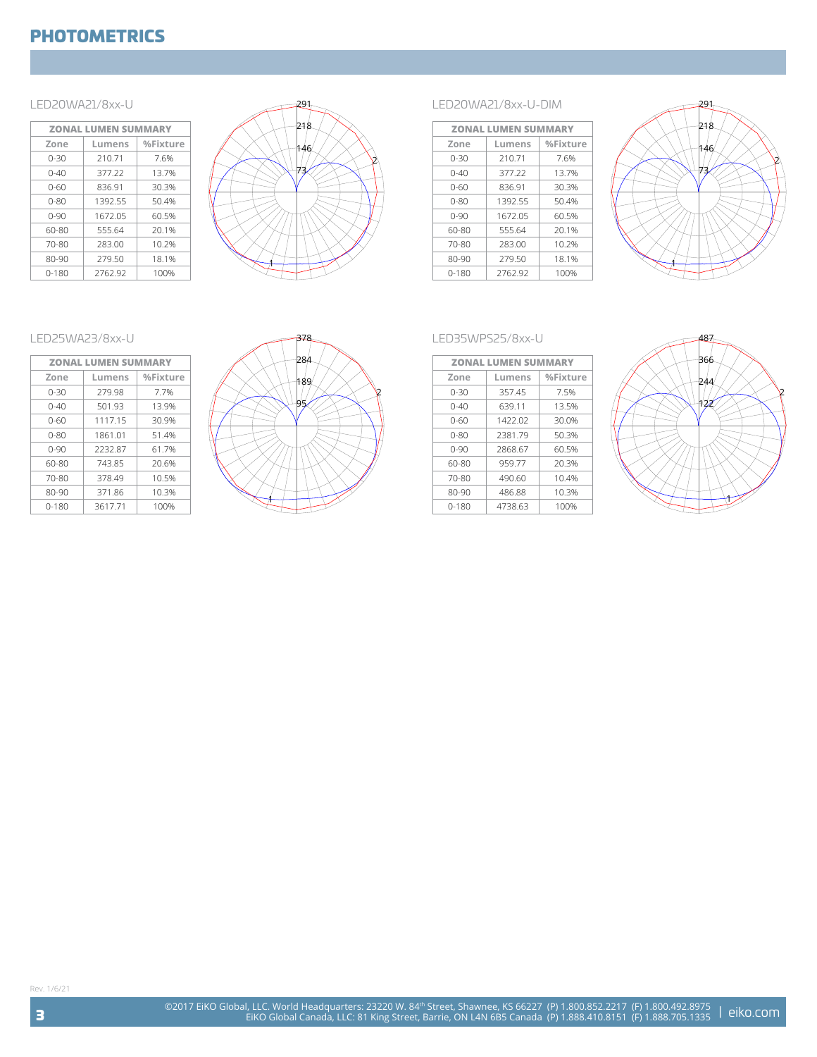# PHOTOMETRICS

## LED20WA21/8xx-U

| ZONAL LUMEN SUMMARY | | |
|---|---|---|
| Zone | Lumens | %Fixture |
| 0-30 | 210.71 | 7.6% |
| 0-40 | 377.22 | 13.7% |
| 0-60 | 836.91 | 30.3% |
| 0-80 | 1392.55 | 50.4% |
| 0-90 | 1672.05 | 60.5% |
| 60-80 | 555.64 | 20.1% |
| 70-80 | 283.00 | 10.2% |
| 80-90 | 279.50 | 18.1% |
| 0-180 | 2762.92 | 100% |

291
218
146
73
2
1

## LED20WA21/8xx-U-DIM

| ZONAL LUMEN SUMMARY | | |
|---|---|---|
| Zone | Lumens | %Fixture |
| 0-30 | 210.71 | 7.6% |
| 0-40 | 377.22 | 13.7% |
| 0-60 | 836.91 | 30.3% |
| 0-80 | 1392.55 | 50.4% |
| 0-90 | 1672.05 | 60.5% |
| 60-80 | 555.64 | 20.1% |
| 70-80 | 283.00 | 10.2% |
| 80-90 | 279.50 | 18.1% |
| 0-180 | 2762.92 | 100% |

291
218
146
73
2
1

## LED25WA23/8xx-U

| ZONAL LUMEN SUMMARY | | |
|---|---|---|
| Zone | Lumens | %Fixture |
| 0-30 | 279.98 | 7.7% |
| 0-40 | 501.93 | 13.9% |
| 0-60 | 1117.15 | 30.9% |
| 0-80 | 1861.01 | 51.4% |
| 0-90 | 2232.87 | 61.7% |
| 60-80 | 743.85 | 20.6% |
| 70-80 | 378.49 | 10.5% |
| 80-90 | 371.86 | 10.3% |
| 0-180 | 3617.71 | 100% |

378
284
189
95
2
1

## LED35WPS25/8xx-U

| ZONAL LUMEN SUMMARY | | |
|---|---|---|
| Zone | Lumens | %Fixture |
| 0-30 | 357.45 | 7.5% |
| 0-40 | 639.11 | 13.5% |
| 0-60 | 1422.02 | 30.0% |
| 0-80 | 2381.79 | 50.3% |
| 0-90 | 2868.67 | 60.5% |
| 60-80 | 959.77 | 20.3% |
| 70-80 | 490.60 | 10.4% |
| 80-90 | 486.88 | 10.3% |
| 0-180 | 4738.63 | 100% |

487
366
244
122
2
1

Rev. 1/6/21

©2017 EiKO Global, LLC. World Headquarters: 23220 W. 84th Street, Shawnee, KS 66227 (P) 1.800.852.2217 (F) 1.800.492.8975
EiKO Global Canada, LLC: 81 King Street, Barrie, ON L4N 6B5 Canada (P) 1.888.410.8151 (F) 1.888.705.1335 | eiko.com